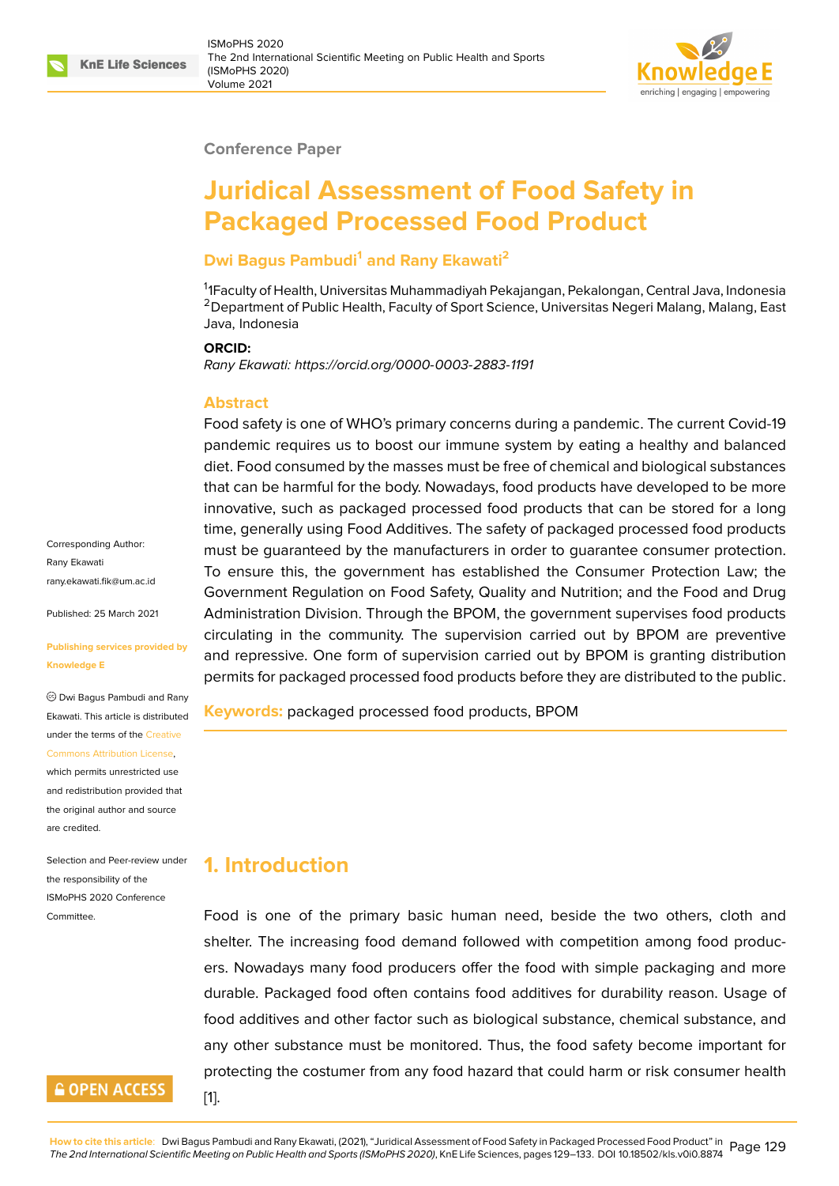Conference Paper

# Juridical Assessment of Food Safety in Packaged Processed Food Product

**Dwi Bagus Pambudi[1] and Rany Ekawati[2]**

[1]1Faculty of Health, Universitas Muhammadiyah Pekajangan, Pekalongan, Central Java, Indonesia
[2]Department of Public Health, Faculty of Sport Science, Universitas Negeri Malang, Malang, East Java, Indonesia

**ORCID:**

*Rany Ekawati: https://orcid.org/0000-0003-2883-1191*

Corresponding Author: Rany Ekawati rany.ekawati.fik@um.ac.id

Published: 25 March 2021

Publishing services provided by Knowledge E

© Dwi Bagus Pambudi and Rany Ekawati. This article is distributed under the terms of the Creative Commons Attribution License, which permits unrestricted use and redistribution provided that the original author and source are credited.

Selection and Peer-review under the responsibility of the ISMoPHS 2020 Conference Committee.

## Abstract

Food safety is one of WHO's primary concerns during a pandemic. The current Covid-19 pandemic requires us to boost our immune system by eating a healthy and balanced diet. Food consumed by the masses must be free of chemical and biological substances that can be harmful for the body. Nowadays, food products have developed to be more innovative, such as packaged processed food products that can be stored for a long time, generally using Food Additives. The safety of packaged processed food products must be guaranteed by the manufacturers in order to guarantee consumer protection. To ensure this, the government has established the Consumer Protection Law; the Government Regulation on Food Safety, Quality and Nutrition; and the Food and Drug Administration Division. Through the BPOM, the government supervises food products circulating in the community. The supervision carried out by BPOM are preventive and repressive. One form of supervision carried out by BPOM is granting distribution permits for packaged processed food products before they are distributed to the public.

**Keywords:** packaged processed food products, BPOM

## 1. Introduction

Food is one of the primary basic human need, beside the two others, cloth and shelter. The increasing food demand followed with competition among food producers. Nowadays many food producers offer the food with simple packaging and more durable. Packaged food often contains food additives for durability reason. Usage of food additives and other factor such as biological substance, chemical substance, and any other substance must be monitored. Thus, the food safety become important for protecting the costumer from any food hazard that could harm or risk consumer health [1].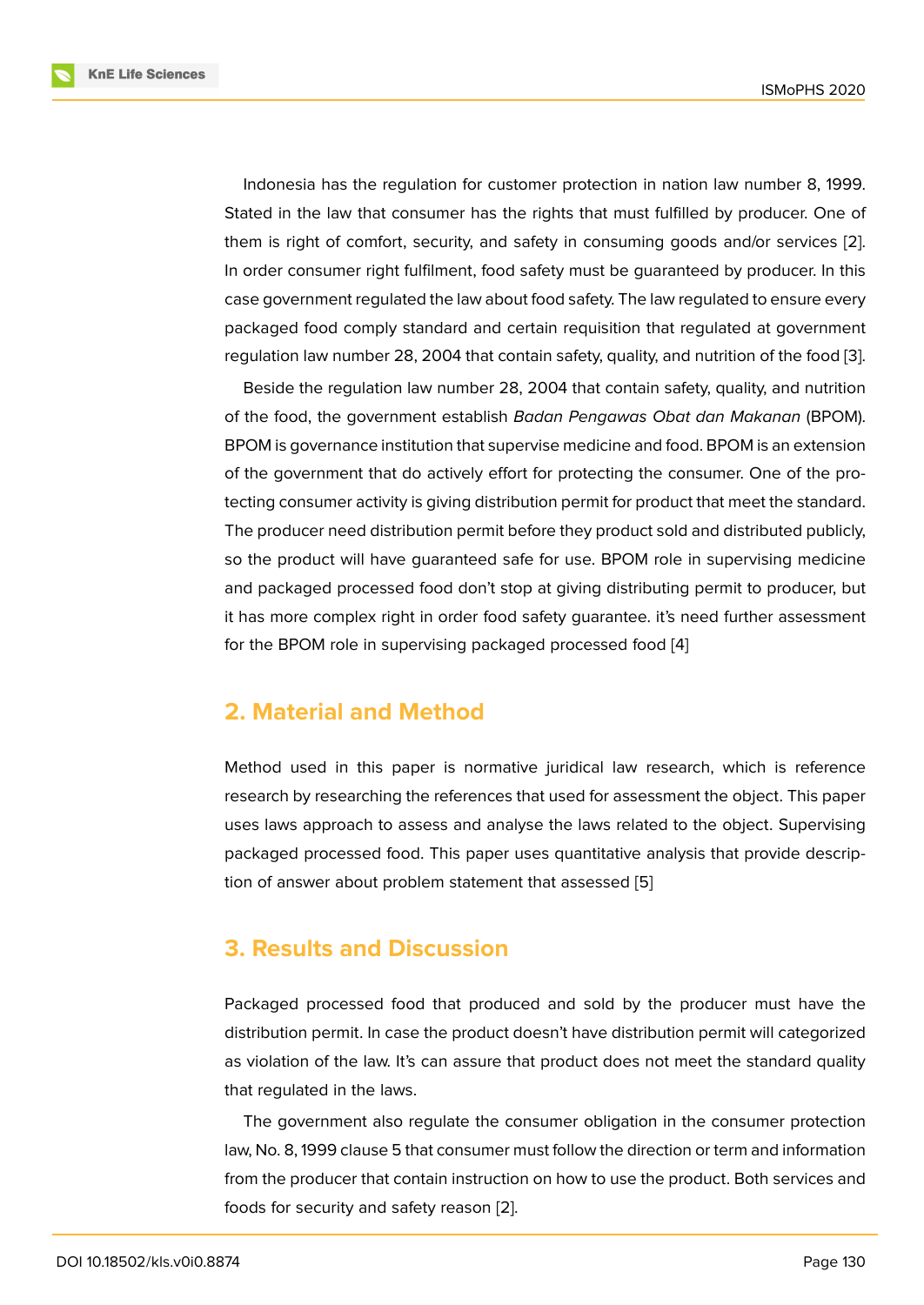Indonesia has the regulation for customer protection in nation law number 8, 1999. Stated in the law that consumer has the rights that must fulfilled by producer. One of them is right of comfort, security, and safety in consuming goods and/or services [2]. In order consumer right fulfilment, food safety must be guaranteed by producer. In this case government regulated the law about food safety. The law regulated to ensure every packaged food comply standard and certain requisition that regulated at government regulation law number 28, 2004 that contain safety, quality, and nutrition of the food [3].

Beside the regulation law number 28, 2004 that contain safety, quality, and nutrition of the food, the government establish *Badan Pengawas Obat dan Makanan* (BPOM). BPOM is governance institution that supervise medicine and food. BPOM is an extension of the government that do actively effort for protecting the consumer. One of the protecting consumer activity is giving distribution permit for product that meet the standard. The producer need distribution permit before they product sold and distributed publicly, so the product will have guaranteed safe for use. BPOM role in supervising medicine and packaged processed food don't stop at giving distributing permit to producer, but it has more complex right in order food safety guarantee. it's need further assessment for the BPOM role in supervising packaged processed food [4]

## 2. Material and Method

Method used in this paper is normative juridical law research, which is reference research by researching the references that used for assessment the object. This paper uses laws approach to assess and analyse the laws related to the object. Supervising packaged processed food. This paper uses quantitative analysis that provide description of answer about problem statement that assessed [5]

## 3. Results and Discussion

Packaged processed food that produced and sold by the producer must have the distribution permit. In case the product doesn't have distribution permit will categorized as violation of the law. It's can assure that product does not meet the standard quality that regulated in the laws.

The government also regulate the consumer obligation in the consumer protection law, No. 8, 1999 clause 5 that consumer must follow the direction or term and information from the producer that contain instruction on how to use the product. Both services and foods for security and safety reason [2].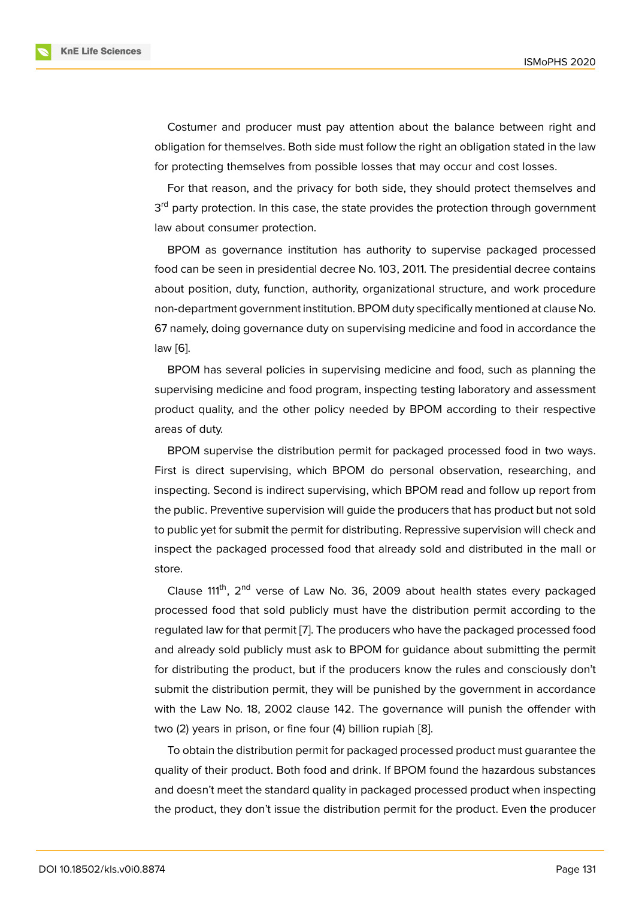Costumer and producer must pay attention about the balance between right and obligation for themselves. Both side must follow the right an obligation stated in the law for protecting themselves from possible losses that may occur and cost losses.

For that reason, and the privacy for both side, they should protect themselves and 3rd party protection. In this case, the state provides the protection through government law about consumer protection.

BPOM as governance institution has authority to supervise packaged processed food can be seen in presidential decree No. 103, 2011. The presidential decree contains about position, duty, function, authority, organizational structure, and work procedure non-department government institution. BPOM duty specifically mentioned at clause No. 67 namely, doing governance duty on supervising medicine and food in accordance the law [6].

BPOM has several policies in supervising medicine and food, such as planning the supervising medicine and food program, inspecting testing laboratory and assessment product quality, and the other policy needed by BPOM according to their respective areas of duty.

BPOM supervise the distribution permit for packaged processed food in two ways. First is direct supervising, which BPOM do personal observation, researching, and inspecting. Second is indirect supervising, which BPOM read and follow up report from the public. Preventive supervision will guide the producers that has product but not sold to public yet for submit the permit for distributing. Repressive supervision will check and inspect the packaged processed food that already sold and distributed in the mall or store.

Clause 111th, 2nd verse of Law No. 36, 2009 about health states every packaged processed food that sold publicly must have the distribution permit according to the regulated law for that permit [7]. The producers who have the packaged processed food and already sold publicly must ask to BPOM for guidance about submitting the permit for distributing the product, but if the producers know the rules and consciously don't submit the distribution permit, they will be punished by the government in accordance with the Law No. 18, 2002 clause 142. The governance will punish the offender with two (2) years in prison, or fine four (4) billion rupiah [8].

To obtain the distribution permit for packaged processed product must guarantee the quality of their product. Both food and drink. If BPOM found the hazardous substances and doesn't meet the standard quality in packaged processed product when inspecting the product, they don't issue the distribution permit for the product. Even the producer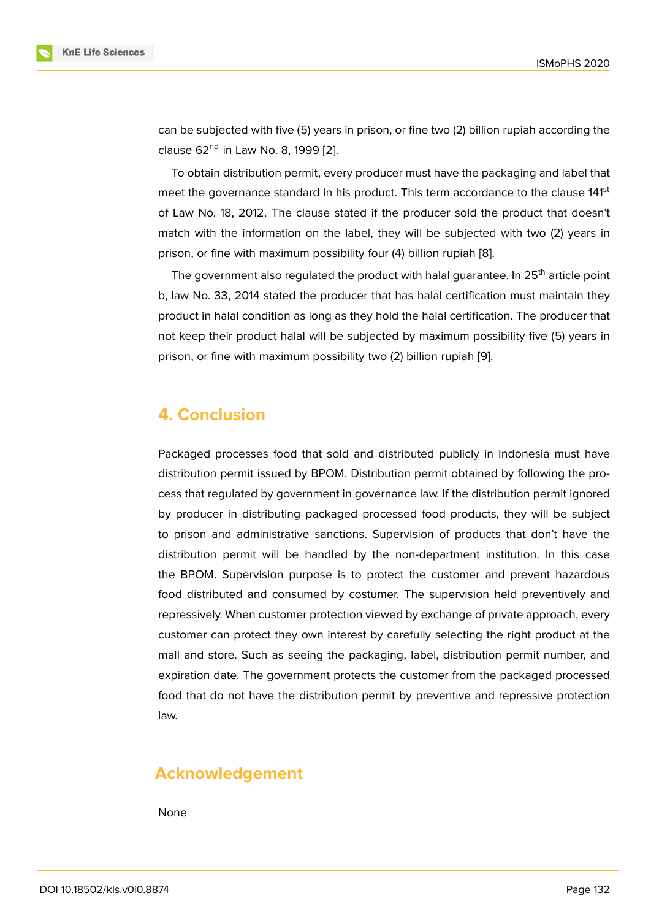can be subjected with five (5) years in prison, or fine two (2) billion rupiah according the clause 62nd in Law No. 8, 1999 [2].

To obtain distribution permit, every producer must have the packaging and label that meet the governance standard in his product. This term accordance to the clause 141st of Law No. 18, 2012. The clause stated if the producer sold the product that doesn't match with the information on the label, they will be subjected with two (2) years in prison, or fine with maximum possibility four (4) billion rupiah [8].

The government also regulated the product with halal guarantee. In 25th article point b, law No. 33, 2014 stated the producer that has halal certification must maintain they product in halal condition as long as they hold the halal certification. The producer that not keep their product halal will be subjected by maximum possibility five (5) years in prison, or fine with maximum possibility two (2) billion rupiah [9].

## 4. Conclusion

Packaged processes food that sold and distributed publicly in Indonesia must have distribution permit issued by BPOM. Distribution permit obtained by following the process that regulated by government in governance law. If the distribution permit ignored by producer in distributing packaged processed food products, they will be subject to prison and administrative sanctions. Supervision of products that don't have the distribution permit will be handled by the non-department institution. In this case the BPOM. Supervision purpose is to protect the customer and prevent hazardous food distributed and consumed by costumer. The supervision held preventively and repressively. When customer protection viewed by exchange of private approach, every customer can protect they own interest by carefully selecting the right product at the mall and store. Such as seeing the packaging, label, distribution permit number, and expiration date. The government protects the customer from the packaged processed food that do not have the distribution permit by preventive and repressive protection law.

## Acknowledgement

None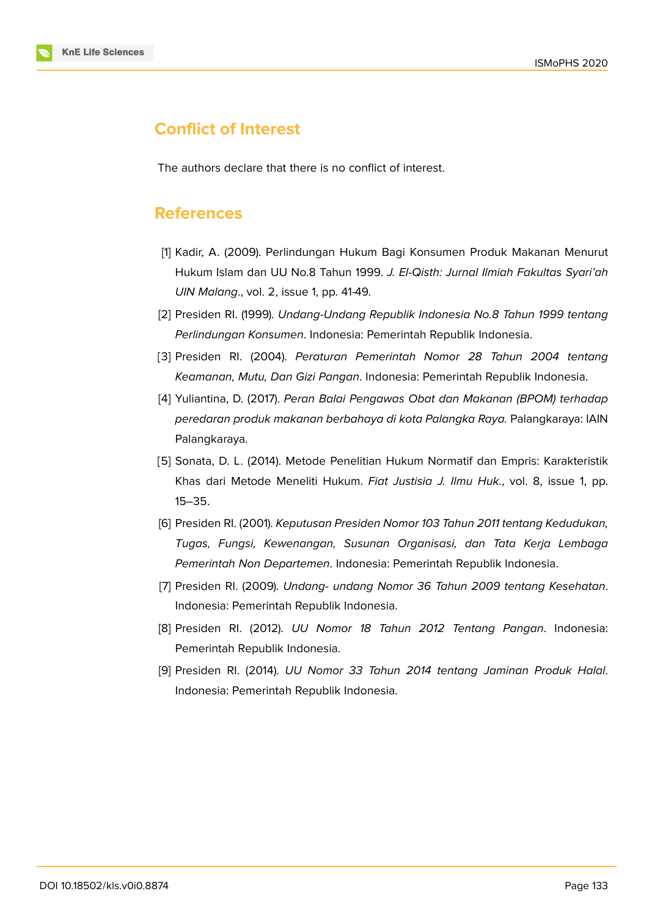## Conflict of Interest

The authors declare that there is no conflict of interest.

## References

[1] Kadir, A. (2009). Perlindungan Hukum Bagi Konsumen Produk Makanan Menurut Hukum Islam dan UU No.8 Tahun 1999. *J. El-Qisth: Jurnal Ilmiah Fakultas Syari'ah UIN Malang*., vol. 2, issue 1, pp. 41-49.

[2] Presiden RI. (1999). *Undang-Undang Republik Indonesia No.8 Tahun 1999 tentang Perlindungan Konsumen*. Indonesia: Pemerintah Republik Indonesia.

[3] Presiden RI. (2004). *Peraturan Pemerintah Nomor 28 Tahun 2004 tentang Keamanan, Mutu, Dan Gizi Pangan*. Indonesia: Pemerintah Republik Indonesia.

[4] Yuliantina, D. (2017). *Peran Balai Pengawas Obat dan Makanan (BPOM) terhadap peredaran produk makanan berbahaya di kota Palangka Raya.* Palangkaraya: IAIN Palangkaraya.

[5] Sonata, D. L. (2014). Metode Penelitian Hukum Normatif dan Empris: Karakteristik Khas dari Metode Meneliti Hukum. *Fiat Justisia J. Ilmu Huk.*, vol. 8, issue 1, pp. 15–35.

[6] Presiden RI. (2001). *Keputusan Presiden Nomor 103 Tahun 2011 tentang Kedudukan, Tugas, Fungsi, Kewenangan, Susunan Organisasi, dan Tata Kerja Lembaga Pemerintah Non Departemen*. Indonesia: Pemerintah Republik Indonesia.

[7] Presiden RI. (2009). *Undang- undang Nomor 36 Tahun 2009 tentang Kesehatan*. Indonesia: Pemerintah Republik Indonesia.

[8] Presiden RI. (2012). *UU Nomor 18 Tahun 2012 Tentang Pangan*. Indonesia: Pemerintah Republik Indonesia.

[9] Presiden RI. (2014). *UU Nomor 33 Tahun 2014 tentang Jaminan Produk Halal*. Indonesia: Pemerintah Republik Indonesia.